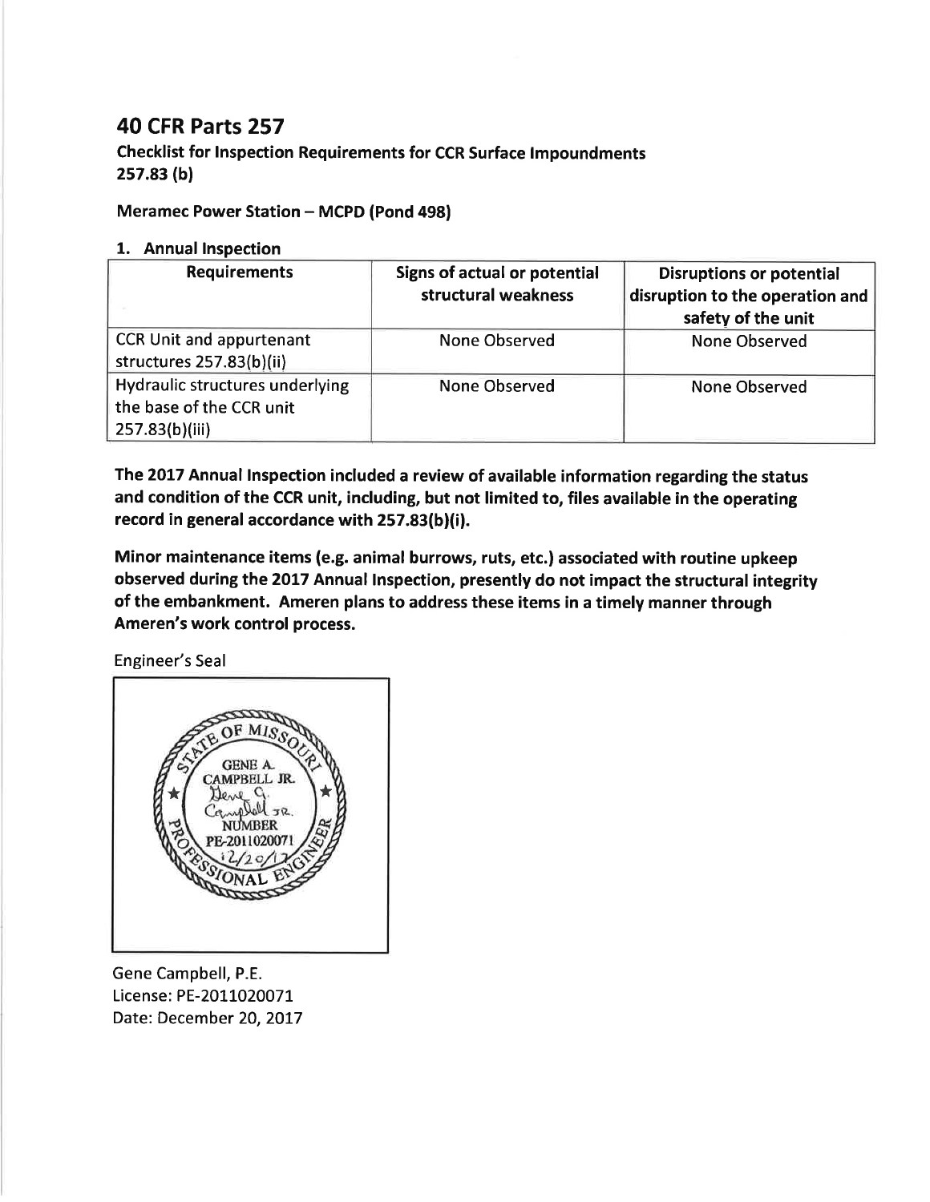# 40 CFR Parts 257

**Checklist for Inspection Requirements for CCR Surface Impoundments 257.83 (b)**

**Meramec Power Station – MCPD (Pond 498)**

**1. Annual Inspection**

| Requirements | Signs of actual or potential structural weakness | Disruptions or potential disruption to the operation and safety of the unit |
|---|---|---|
| CCR Unit and appurtenant structures 257.83(b)(ii) | None Observed | None Observed |
| Hydraulic structures underlying the base of the CCR unit 257.83(b)(iii) | None Observed | None Observed |

**The 2017 Annual Inspection included a review of available information regarding the status and condition of the CCR unit, including, but not limited to, files available in the operating record in general accordance with 257.83(b)(i).**

**Minor maintenance items (e.g. animal burrows, ruts, etc.) associated with routine upkeep observed during the 2017 Annual Inspection, presently do not impact the structural integrity of the embankment. Ameren plans to address these items in a timely manner through Ameren's work control process.**

Engineer's Seal

STATE OF MISSOURI
GENE A. CAMPBELL JR.
NUMBER PE-2011020071
12/20/17
PROFESSIONAL ENGINEER

Gene Campbell, P.E.
License: PE-2011020071
Date: December 20, 2017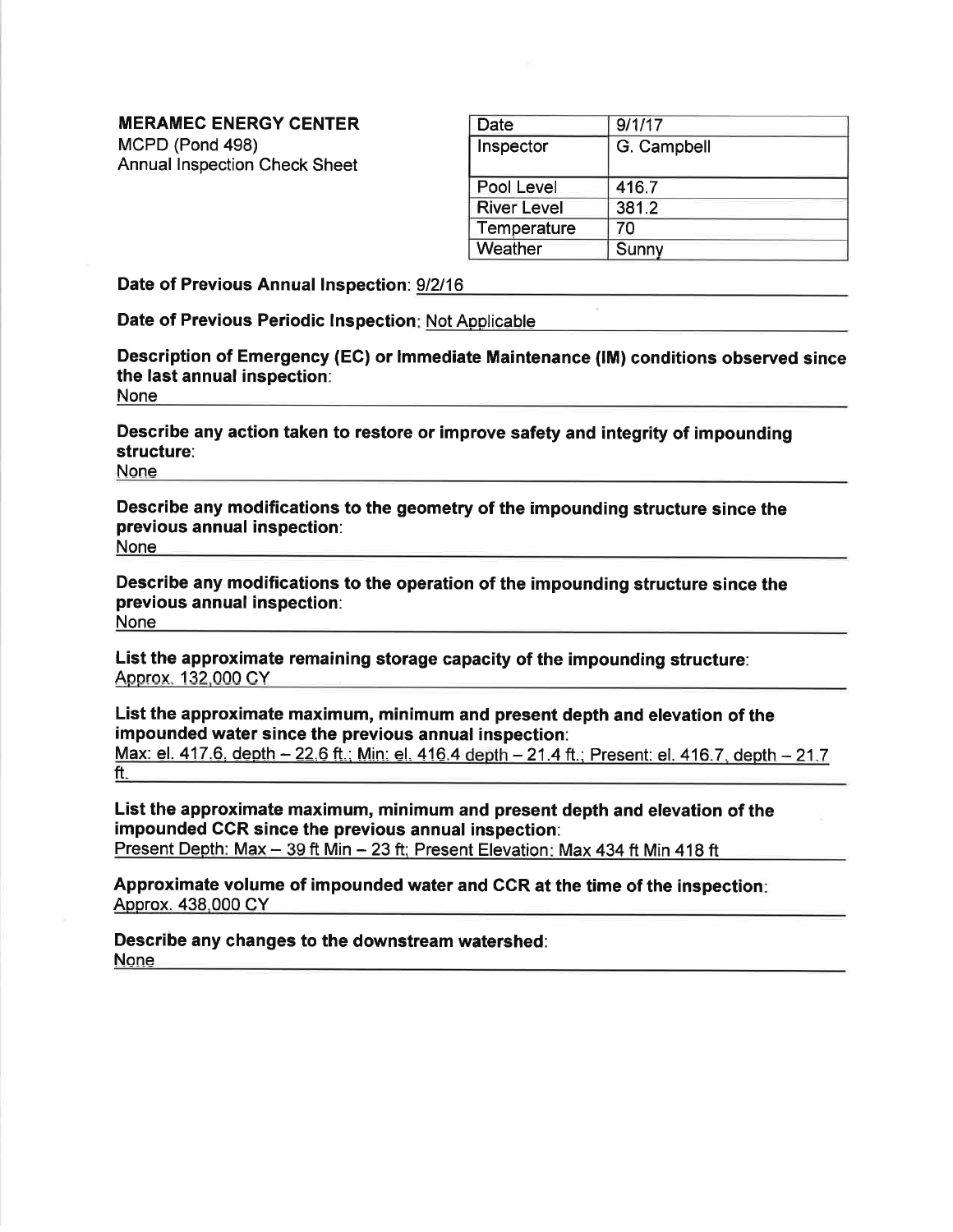**MERAMEC ENERGY CENTER**
MCPD (Pond 498)
Annual Inspection Check Sheet

| | |
|---|---|
| Date | 9/1/17 |
| Inspector | G. Campbell |
| Pool Level | 416.7 |
| River Level | 381.2 |
| Temperature | 70 |
| Weather | Sunny |

**Date of Previous Annual Inspection**: 9/2/16

**Date of Previous Periodic Inspection**: Not Applicable

**Description of Emergency (EC) or Immediate Maintenance (IM) conditions observed since the last annual inspection**:
None

**Describe any action taken to restore or improve safety and integrity of impounding structure**:
None

**Describe any modifications to the geometry of the impounding structure since the previous annual inspection**:
None

**Describe any modifications to the operation of the impounding structure since the previous annual inspection**:
None

**List the approximate remaining storage capacity of the impounding structure**:
Approx. 132,000 CY

**List the approximate maximum, minimum and present depth and elevation of the impounded water since the previous annual inspection**:
Max: el. 417.6, depth – 22.6 ft.; Min: el. 416.4 depth – 21.4 ft.; Present: el. 416.7, depth – 21.7 ft.

**List the approximate maximum, minimum and present depth and elevation of the impounded CCR since the previous annual inspection**:
Present Depth: Max – 39 ft Min – 23 ft; Present Elevation: Max 434 ft Min 418 ft

**Approximate volume of impounded water and CCR at the time of the inspection**:
Approx. 438,000 CY

**Describe any changes to the downstream watershed**:
None